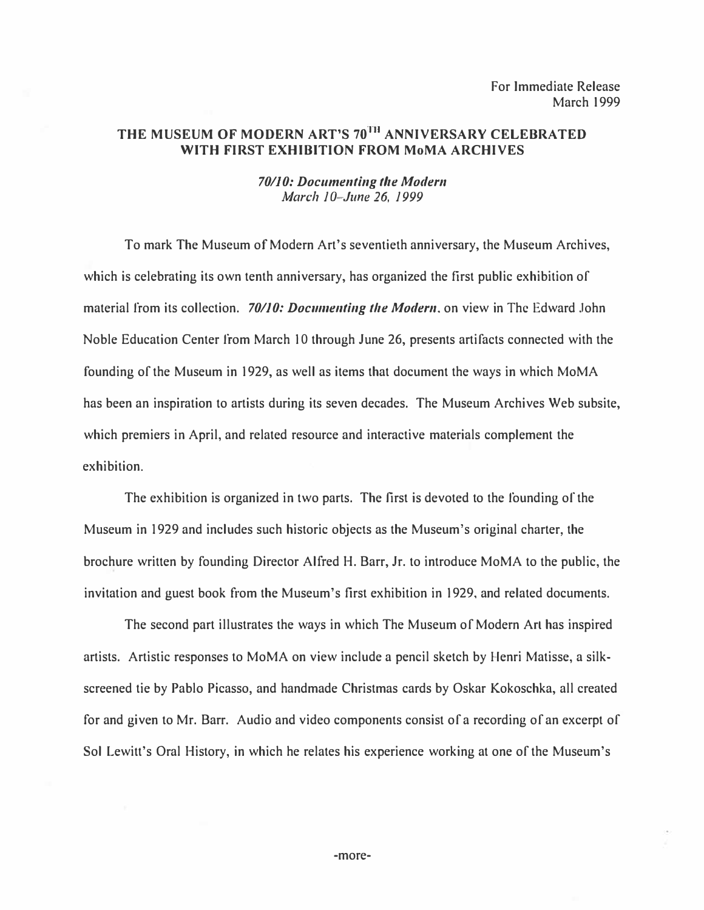For Immediate Release
March 1999

# THE MUSEUM OF MODERN ART'S $70^{TH}$ ANNIVERSARY CELEBRATED WITH FIRST EXHIBITION FROM MoMA ARCHIVES

***70/10: Documenting the Modern***
*March 10–June 26, 1999*

To mark The Museum of Modern Art's seventieth anniversary, the Museum Archives, which is celebrating its own tenth anniversary, has organized the first public exhibition of material from its collection. ***70/10: Documenting the Modern***, on view in The Edward John Noble Education Center from March 10 through June 26, presents artifacts connected with the founding of the Museum in 1929, as well as items that document the ways in which MoMA has been an inspiration to artists during its seven decades. The Museum Archives Web subsite, which premiers in April, and related resource and interactive materials complement the exhibition.

The exhibition is organized in two parts. The first is devoted to the founding of the Museum in 1929 and includes such historic objects as the Museum's original charter, the brochure written by founding Director Alfred H. Barr, Jr. to introduce MoMA to the public, the invitation and guest book from the Museum's first exhibition in 1929, and related documents.

The second part illustrates the ways in which The Museum of Modern Art has inspired artists. Artistic responses to MoMA on view include a pencil sketch by Henri Matisse, a silk-screened tie by Pablo Picasso, and handmade Christmas cards by Oskar Kokoschka, all created for and given to Mr. Barr. Audio and video components consist of a recording of an excerpt of Sol Lewitt's Oral History, in which he relates his experience working at one of the Museum's

-more-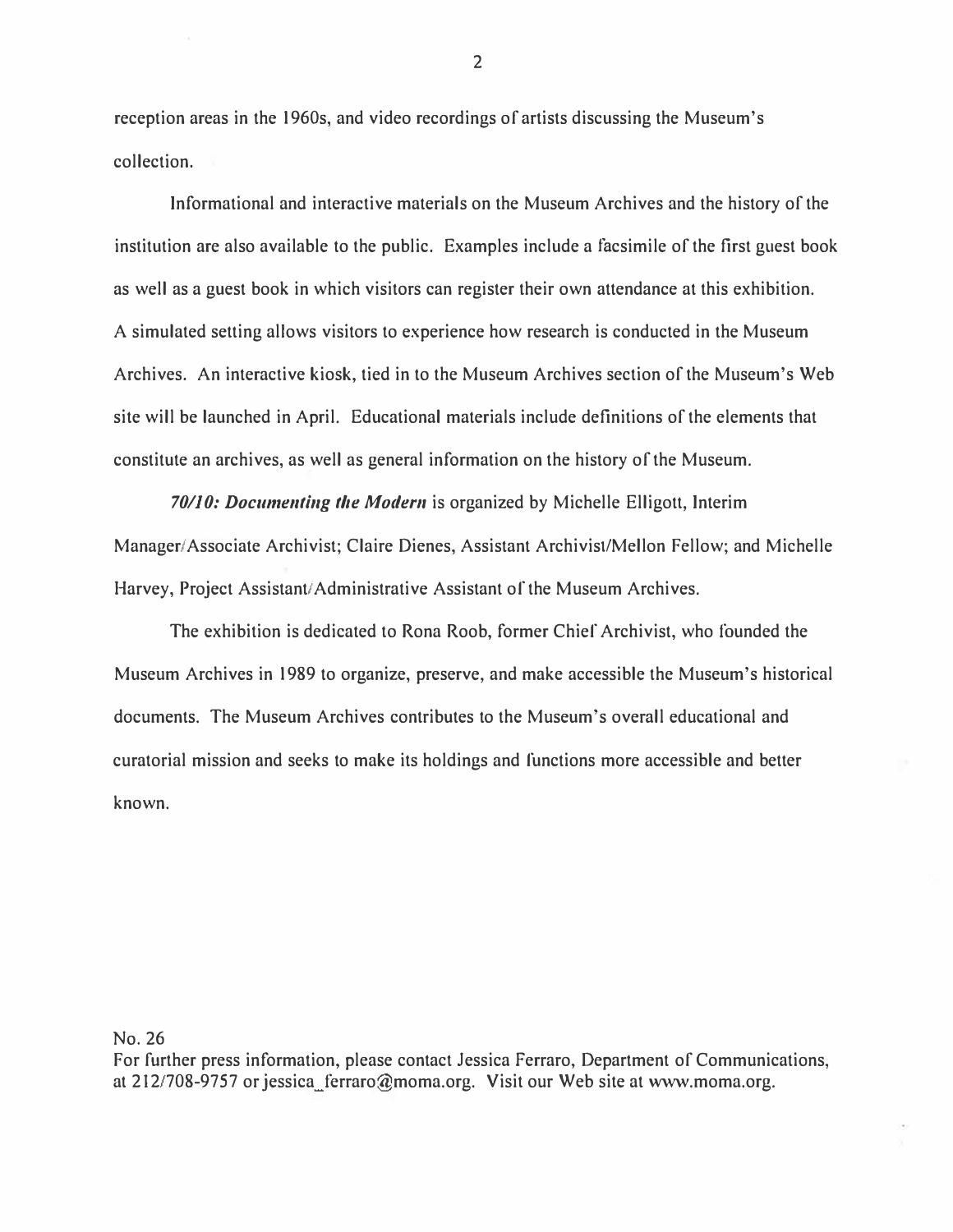reception areas in the 1960s, and video recordings of artists discussing the Museum's collection.

Informational and interactive materials on the Museum Archives and the history of the institution are also available to the public. Examples include a facsimile of the first guest book as well as a guest book in which visitors can register their own attendance at this exhibition. A simulated setting allows visitors to experience how research is conducted in the Museum Archives. An interactive kiosk, tied in to the Museum Archives section of the Museum's Web site will be launched in April. Educational materials include definitions of the elements that constitute an archives, as well as general information on the history of the Museum.

***70/10: Documenting the Modern*** is organized by Michelle Elligott, Interim Manager/Associate Archivist; Claire Dienes, Assistant Archivist/Mellon Fellow; and Michelle Harvey, Project Assistant/Administrative Assistant of the Museum Archives.

The exhibition is dedicated to Rona Roob, former Chief Archivist, who founded the Museum Archives in 1989 to organize, preserve, and make accessible the Museum's historical documents. The Museum Archives contributes to the Museum's overall educational and curatorial mission and seeks to make its holdings and functions more accessible and better known.

No. 26
For further press information, please contact Jessica Ferraro, Department of Communications, at 212/708-9757 or jessica_ferraro@moma.org. Visit our Web site at www.moma.org.